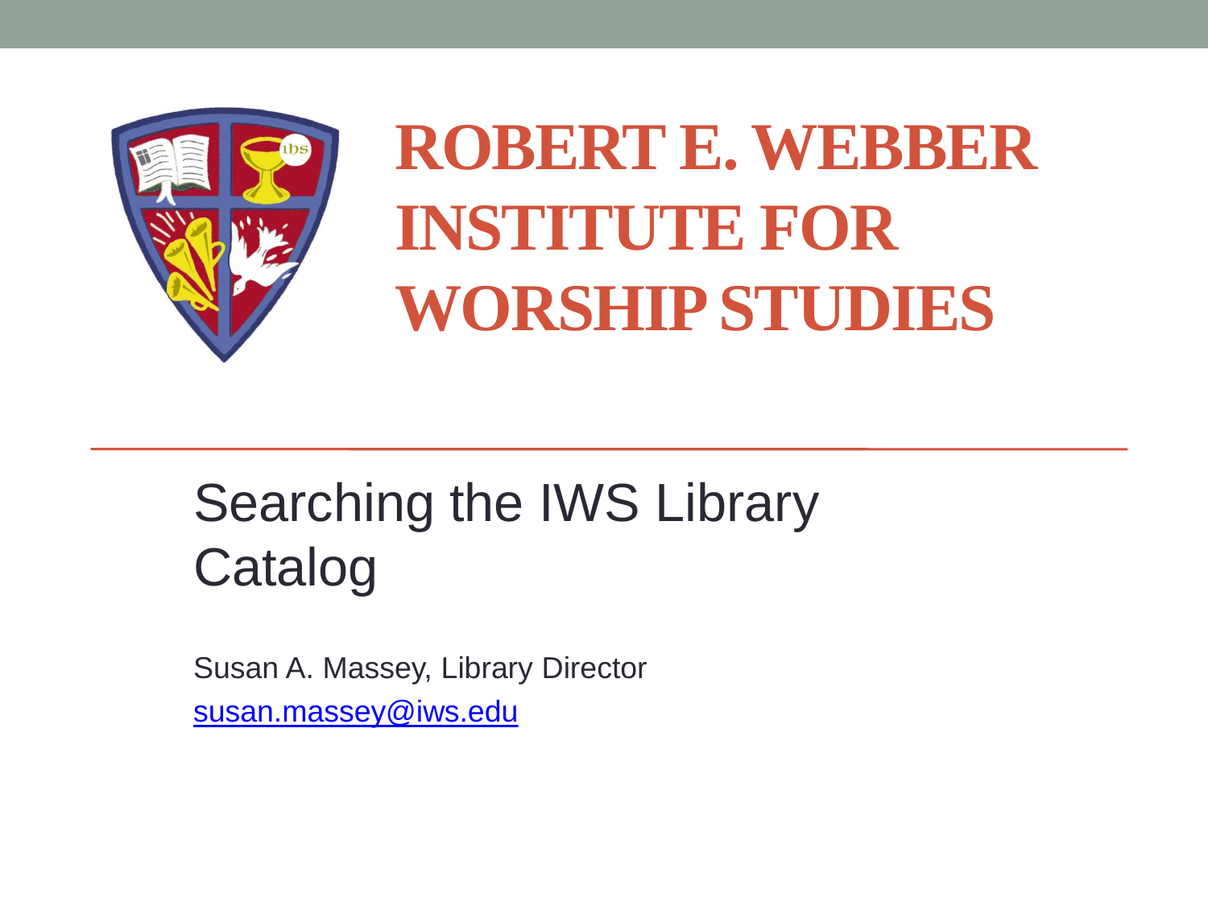# ROBERT E. WEBBER INSTITUTE FOR WORSHIP STUDIES

## Searching the IWS Library Catalog

Susan A. Massey, Library Director

susan.massey@iws.edu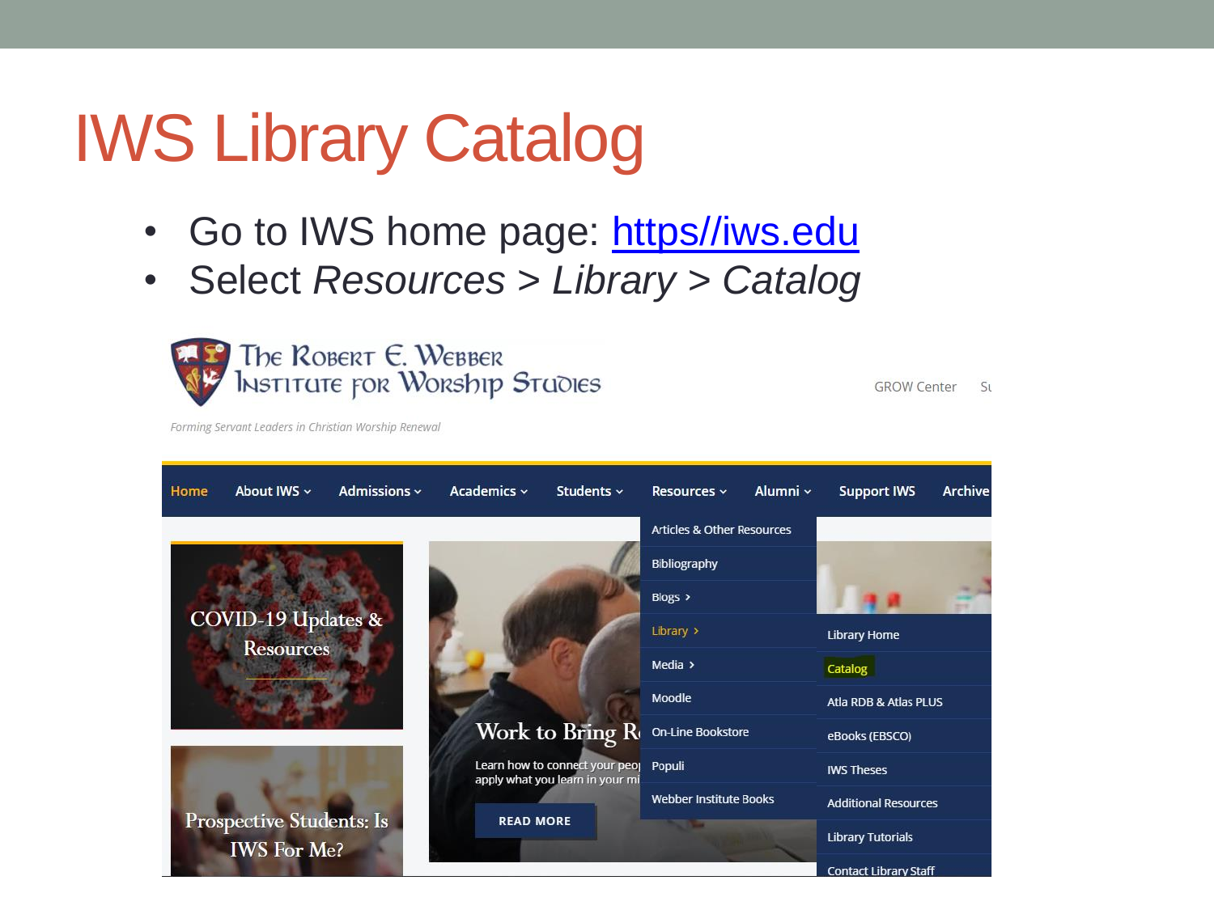# IWS Library Catalog

- Go to IWS home page: [https//iws.edu](https//iws.edu)
- Select *Resources > Library > Catalog*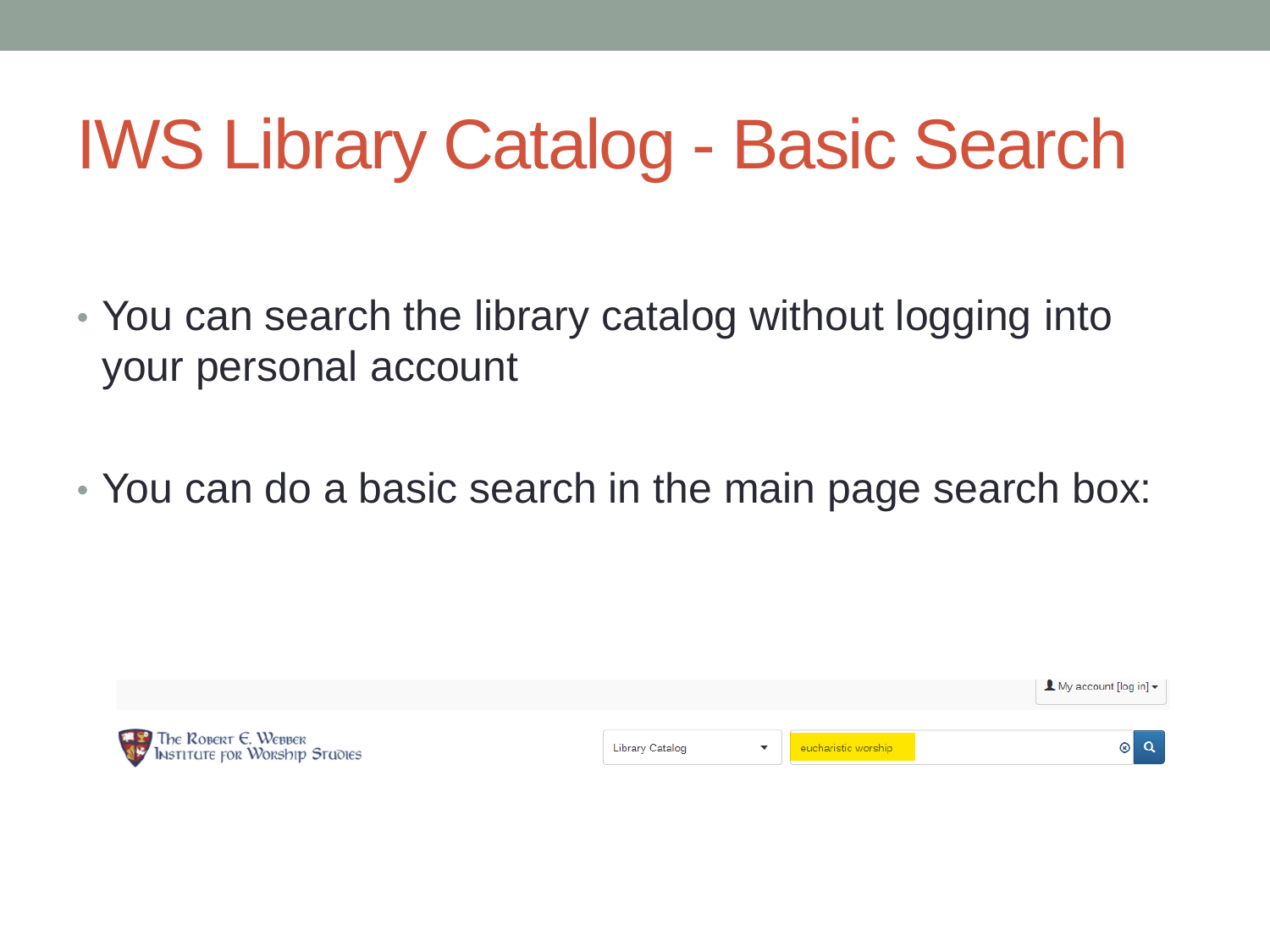# IWS Library Catalog - Basic Search

- You can search the library catalog without logging into your personal account
- You can do a basic search in the main page search box:

My account [log in]

The Robert E. Webber Institute for Worship Studies

Library Catalog

eucharistic worship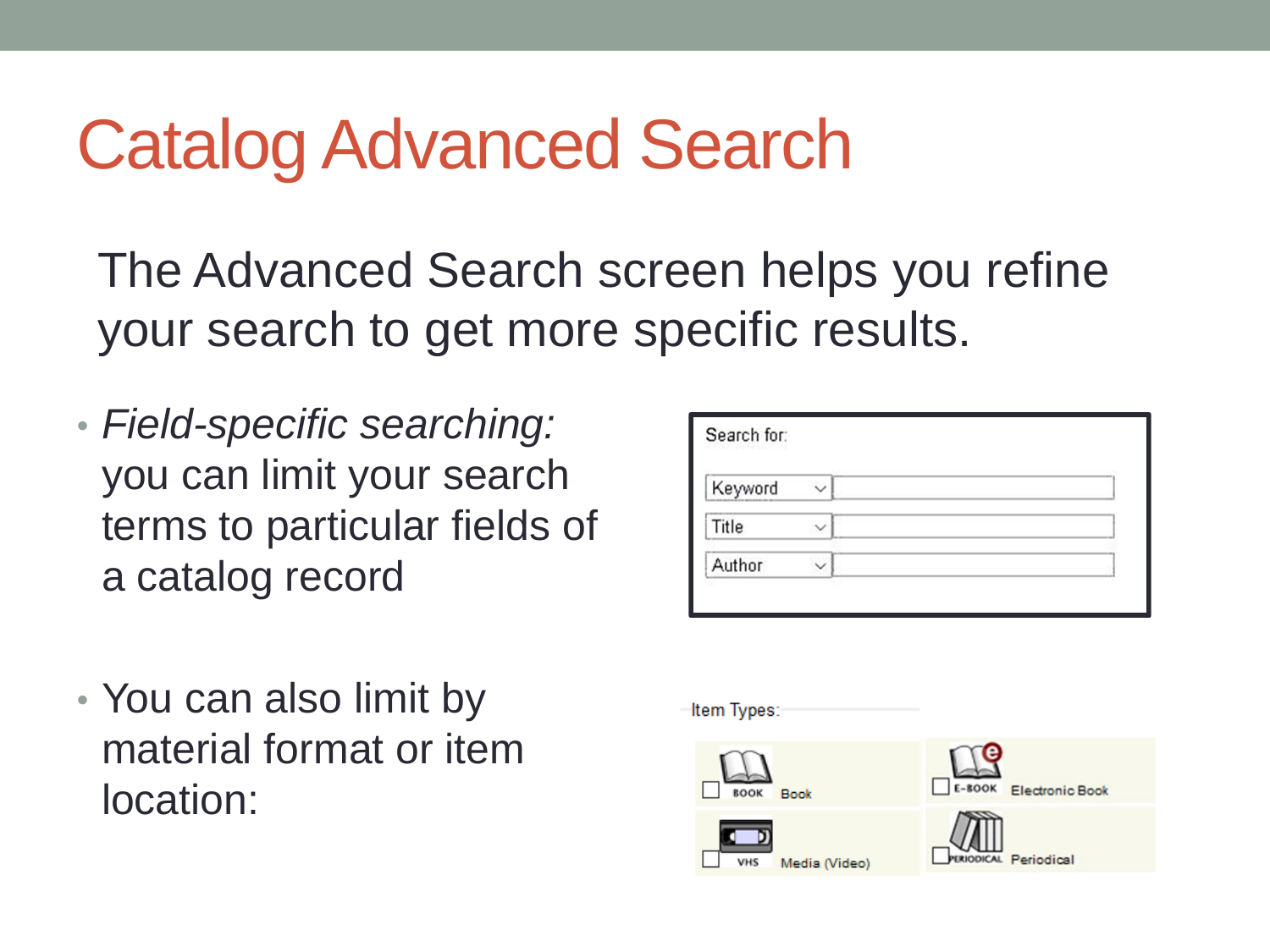# Catalog Advanced Search

The Advanced Search screen helps you refine your search to get more specific results.

- *Field-specific searching:* you can limit your search terms to particular fields of a catalog record
- You can also limit by material format or item location: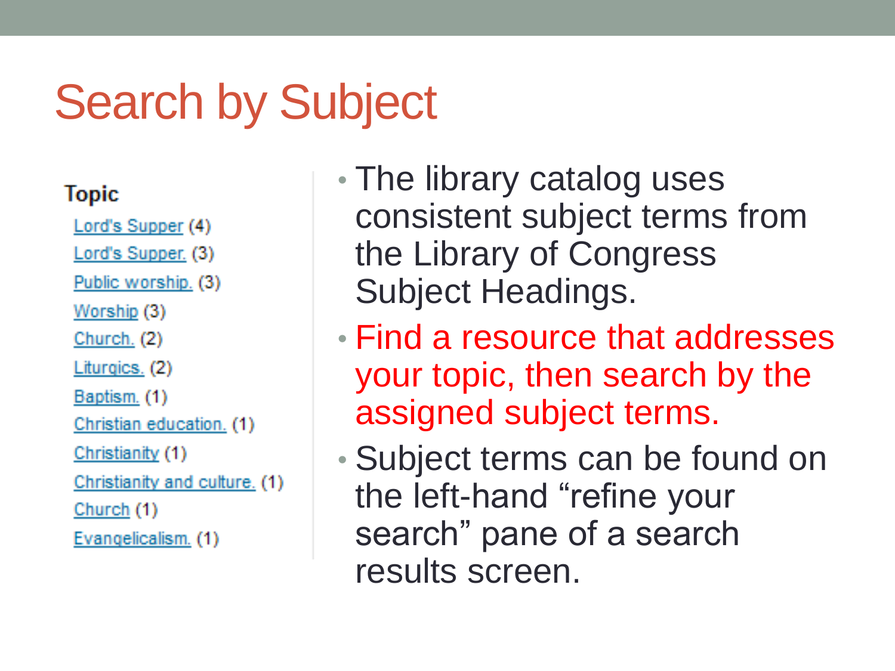# Search by Subject

**Topic**

- Lord's Supper (4)
- Lord's Supper. (3)
- Public worship. (3)
- Worship (3)
- Church. (2)
- Liturgics. (2)
- Baptism. (1)
- Christian education. (1)
- Christianity (1)
- Christianity and culture. (1)
- Church (1)
- Evangelicalism. (1)

- The library catalog uses consistent subject terms from the Library of Congress Subject Headings.
- Find a resource that addresses your topic, then search by the assigned subject terms.
- Subject terms can be found on the left-hand “refine your search” pane of a search results screen.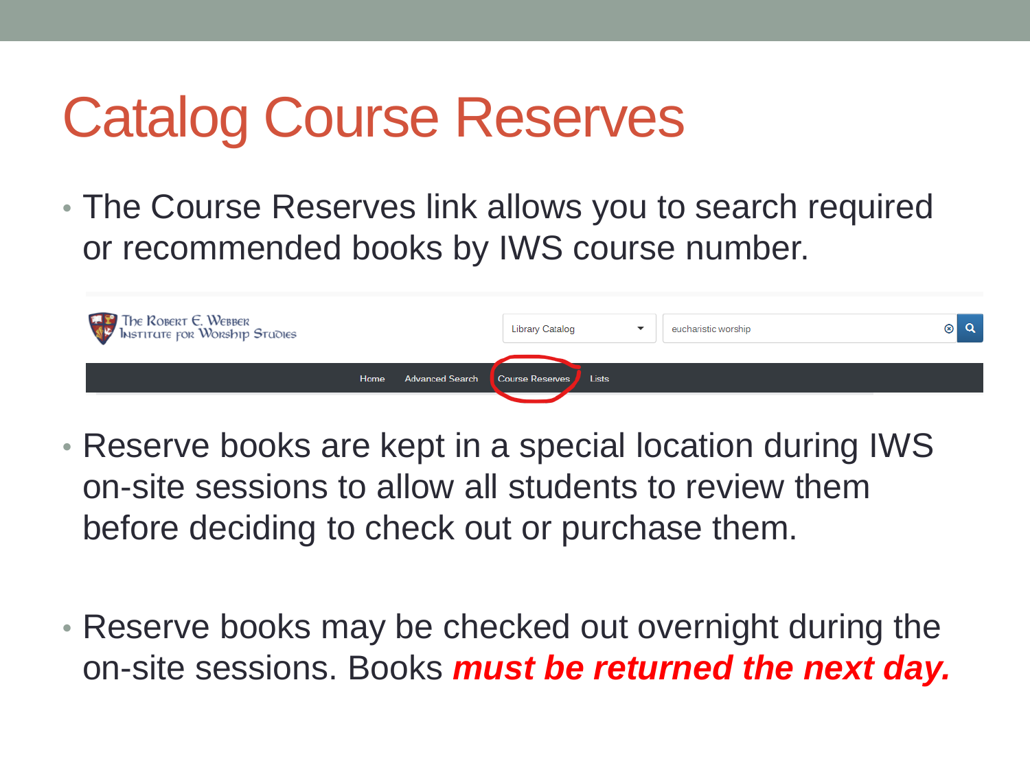# Catalog Course Reserves

- The Course Reserves link allows you to search required or recommended books by IWS course number.

- Reserve books are kept in a special location during IWS on-site sessions to allow all students to review them before deciding to check out or purchase them.

- Reserve books may be checked out overnight during the on-site sessions. Books ***must be returned the next day.***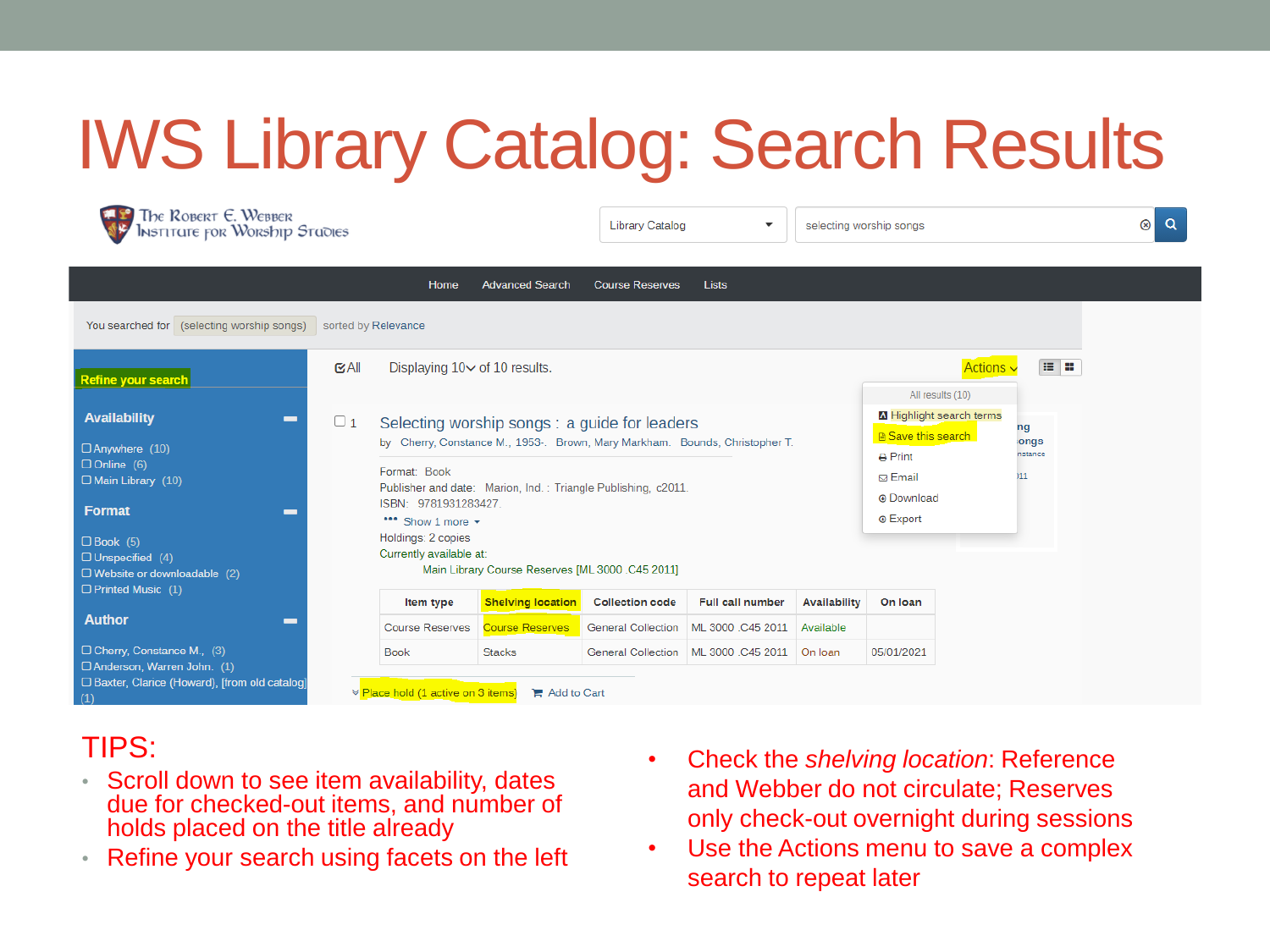# IWS Library Catalog: Search Results

The Robert E. Webber Institute for Worship Studies

Library Catalog | selecting worship songs

Home | Advanced Search | Course Reserves | Lists

You searched for (selecting worship songs) sorted by Relevance

**Refine your search**

**Availability**

- Anywhere (10)
- Online (6)
- Main Library (10)

**Format**

- Book (5)
- Unspecified (4)
- Website or downloadable (2)
- Printed Music (1)

**Author**

- Cherry, Constance M., (3)
- Anderson, Warren John. (1)
- Baxter, Clarice (Howard), [from old catalog] (1)

All | Displaying 10 of 10 results. | Actions

Actions menu: All results (10) — Highlight search terms — Save this search — Print — Email — Download — Export

1 Selecting worship songs : a guide for leaders

by Cherry, Constance M., 1953-. Brown, Mary Markham. Bounds, Christopher T.

Format: Book
Publisher and date: Marion, Ind. : Triangle Publishing, c2011.
ISBN: 9781931283427.
Show 1 more
Holdings: 2 copies
Currently available at:
Main Library Course Reserves [ML 3000 .C45 2011]

| Item type | Shelving location | Collection code | Full call number | Availability | On loan |
|---|---|---|---|---|---|
| Course Reserves | Course Reserves | General Collection | ML 3000 .C45 2011 | Available | |
| Book | Stacks | General Collection | ML 3000 .C45 2011 | On loan | 05/01/2021 |

Place hold (1 active on 3 items) | Add to Cart

TIPS:

- Scroll down to see item availability, dates due for checked-out items, and number of holds placed on the title already
- Refine your search using facets on the left
- Check the *shelving location*: Reference and Webber do not circulate; Reserves only check-out overnight during sessions
- Use the Actions menu to save a complex search to repeat later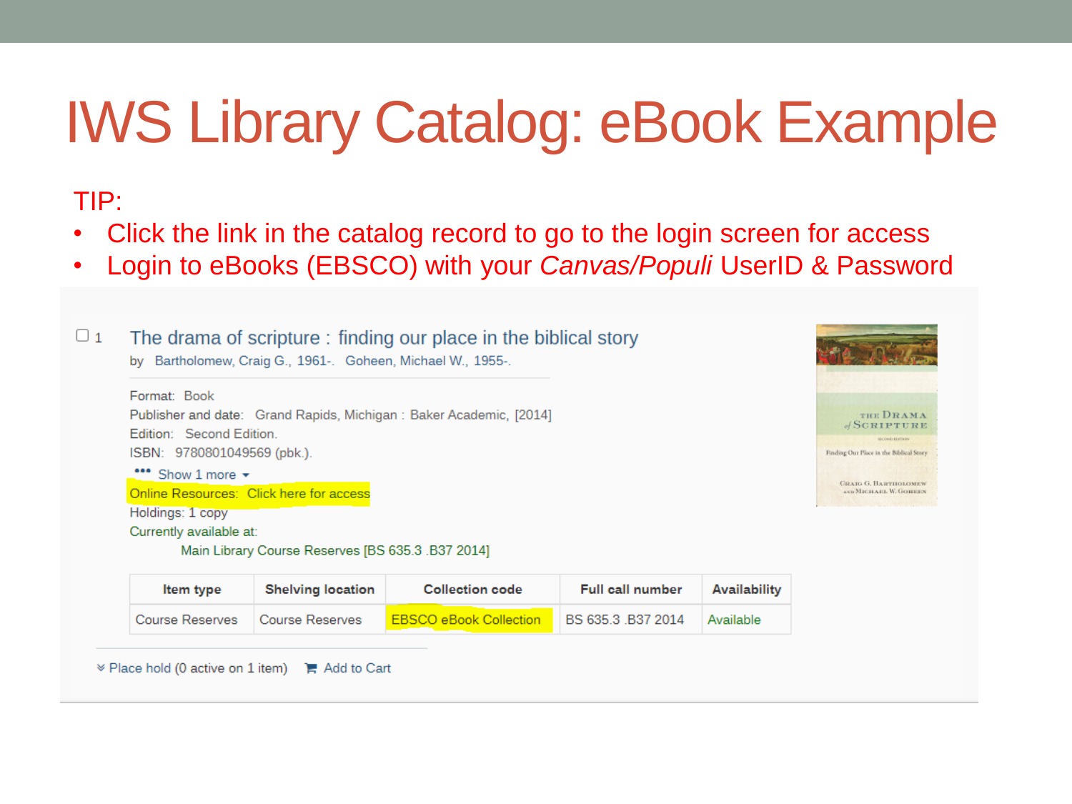# IWS Library Catalog: eBook Example

TIP:

- Click the link in the catalog record to go to the login screen for access
- Login to eBooks (EBSCO) with your *Canvas/Populi* UserID & Password

☐ 1 The drama of scripture : finding our place in the biblical story

by Bartholomew, Craig G., 1961-. Goheen, Michael W., 1955-.

Format: Book

Publisher and date: Grand Rapids, Michigan : Baker Academic, [2014]

Edition: Second Edition.

ISBN: 9780801049569 (pbk.).

••• Show 1 more ▾

Online Resources: Click here for access

Holdings: 1 copy

Currently available at:

Main Library Course Reserves [BS 635.3 .B37 2014]

| Item type | Shelving location | Collection code | Full call number | Availability |
|---|---|---|---|---|
| Course Reserves | Course Reserves | EBSCO eBook Collection | BS 635.3 .B37 2014 | Available |

Place hold (0 active on 1 item)  Add to Cart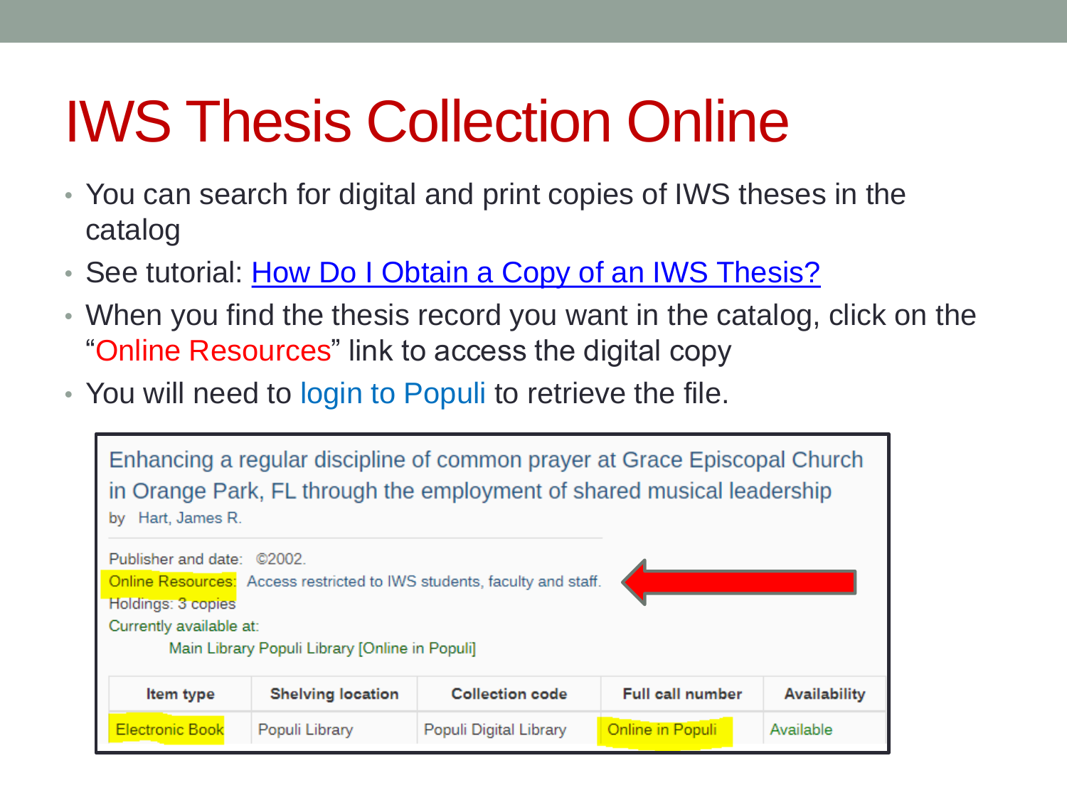# IWS Thesis Collection Online

- You can search for digital and print copies of IWS theses in the catalog
- See tutorial: How Do I Obtain a Copy of an IWS Thesis?
- When you find the thesis record you want in the catalog, click on the "Online Resources" link to access the digital copy
- You will need to login to Populi to retrieve the file.

Enhancing a regular discipline of common prayer at Grace Episcopal Church in Orange Park, FL through the employment of shared musical leadership
by Hart, James R.

Publisher and date: ©2002.
Online Resources: Access restricted to IWS students, faculty and staff.
Holdings: 3 copies
Currently available at:
Main Library Populi Library [Online in Populi]

| Item type | Shelving location | Collection code | Full call number | Availability |
| --- | --- | --- | --- | --- |
| Electronic Book | Populi Library | Populi Digital Library | Online in Populi | Available |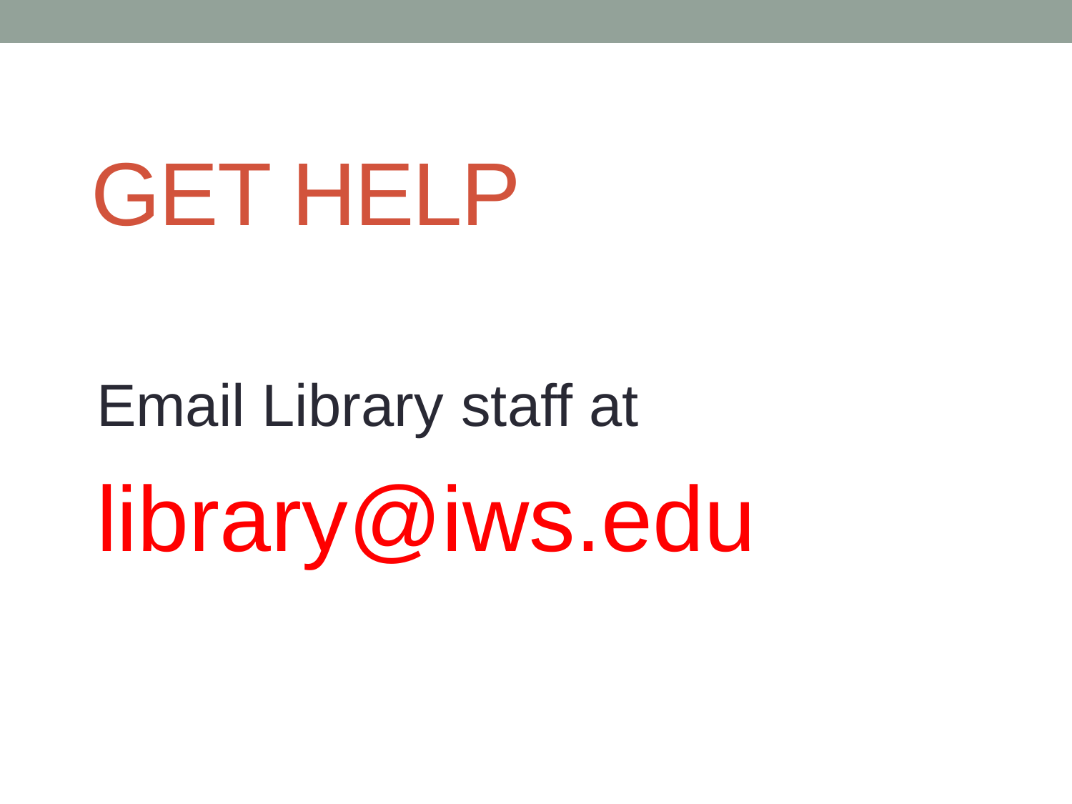# GET HELP

Email Library staff at

library@iws.edu